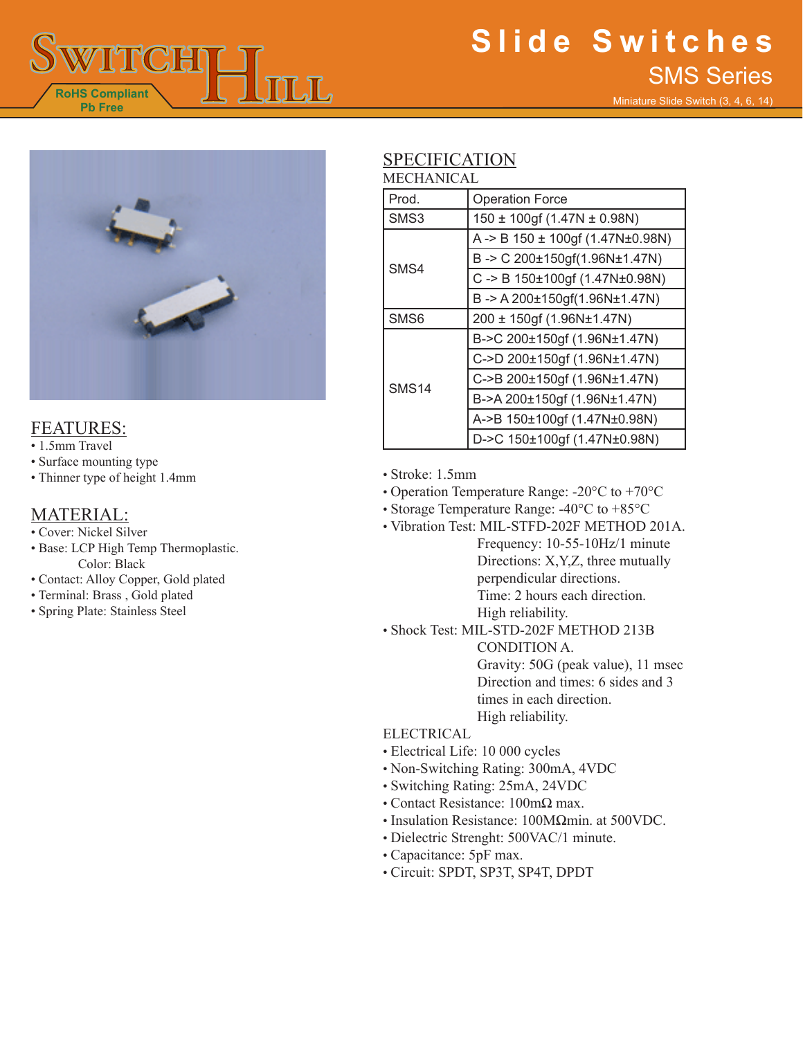# Slide Switches

## SMS Series

Miniature Slide Switch (3, 4, 6, 14)

RoHS Compliant
Pb Free

## FEATURES:

- 1.5mm Travel
- Surface mounting type
- Thinner type of height 1.4mm

## MATERIAL:

- Cover: Nickel Silver
- Base: LCP High Temp Thermoplastic.
  Color: Black
- Contact: Alloy Copper, Gold plated
- Terminal: Brass , Gold plated
- Spring Plate: Stainless Steel

## SPECIFICATION

### MECHANICAL

| Prod. | Operation Force |
|---|---|
| SMS3 | 150 ± 100gf (1.47N ± 0.98N) |
| SMS4 | A -> B 150 ± 100gf (1.47N±0.98N) |
| | B -> C 200±150gf(1.96N±1.47N) |
| | C -> B 150±100gf (1.47N±0.98N) |
| | B -> A 200±150gf(1.96N±1.47N) |
| SMS6 | 200 ± 150gf (1.96N±1.47N) |
| SMS14 | B->C 200±150gf (1.96N±1.47N) |
| | C->D 200±150gf (1.96N±1.47N) |
| | C->B 200±150gf (1.96N±1.47N) |
| | B->A 200±150gf (1.96N±1.47N) |
| | A->B 150±100gf (1.47N±0.98N) |
| | D->C 150±100gf (1.47N±0.98N) |

- Stroke: 1.5mm
- Operation Temperature Range: -20°C to +70°C
- Storage Temperature Range: -40°C to +85°C
- Vibration Test: MIL-STFD-202F METHOD 201A.
  Frequency: 10-55-10Hz/1 minute
  Directions: X,Y,Z, three mutually perpendicular directions.
  Time: 2 hours each direction.
  High reliability.
- Shock Test: MIL-STD-202F METHOD 213B CONDITION A.
  Gravity: 50G (peak value), 11 msec
  Direction and times: 6 sides and 3 times in each direction.
  High reliability.

### ELECTRICAL

- Electrical Life: 10 000 cycles
- Non-Switching Rating: 300mA, 4VDC
- Switching Rating: 25mA, 24VDC
- Contact Resistance: 100mΩ max.
- Insulation Resistance: 100MΩmin. at 500VDC.
- Dielectric Strenght: 500VAC/1 minute.
- Capacitance: 5pF max.
- Circuit: SPDT, SP3T, SP4T, DPDT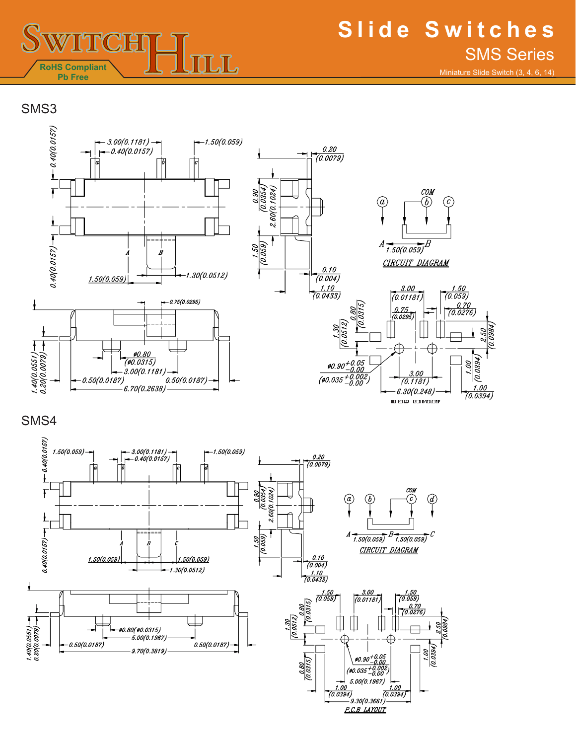# Slide Switches

## SMS Series

Miniature Slide Switch (3, 4, 6, 14)

RoHS Compliant
Pb Free

## SMS3

3.00(0.1181)
0.40(0.0157)
1.50(0.059)
0.40(0.0157)
0.40(0.0157)
a b c
A B
1.50(0.059)
1.30(0.0512)

0.20 (0.0079)
0.90 (0.0354)
2.60(0.1024)
1.50 (0.059)
0.10 (0.004)
1.10 (0.0433)

COM
a b c
A 1.50(0.059) B
CIRCUIT DIAGRAM

0.75(0.0295)
ø0.80 (ø0.0315)
3.00(0.1181)
1.40(0.0551)
0.20(0.0079)
0.50(0.0187)
0.50(0.0187)
6.70(0.2638)

3.00 (0.01181)
1.50 (0.059)
0.70 (0.0276)
0.75 (0.0295)
1.30 (0.0512)
0.80 (0.0315)
2.50 (0.0984)
$ø0.90^{+0.05}_{-0.00}$
$(ø0.035^{+0.002}_{-0.00})$
3.00 (0.1181)
1.00 (0.0394)
6.30(0.248)
1.00 (0.0394)

## SMS4

1.50(0.059)
3.00(0.1181)
0.40(0.0157)
1.50(0.059)
0.40(0.0157)
0.40(0.0157)
a b c d
A B C
1.50(0.059)
1.50(0.059)
1.30(0.0512)

0.20 (0.0079)
0.90 (0.0354)
2.60(0.1024)
1.50 (0.059)
0.10 (0.004)
1.10 (0.0433)

COM
a b c d
A 1.50(0.059) B 1.50(0.059) C
CIRCUIT DIAGRAM

ø0.80(ø0.0315)
5.00(0.1967)
1.40(0.0551)
0.20(0.0079)
0.50(0.0187)
0.50(0.0187)
9.70(0.3819)

1.50 (0.059)
3.00 (0.01181)
1.50 (0.059)
0.70 (0.0276)
0.80 (0.0315)
1.30 (0.0512)
2.50 (0.0984)
1.00 (0.0394)
$ø0.90^{+0.05}_{-0.00}$
$(ø0.035^{+0.002}_{-0.00})$
0.80 (0.0315)
5.00(0.1967)
1.00 (0.0394)
1.00 (0.0394)
9.30(0.3661)
P.C.B LAYOUT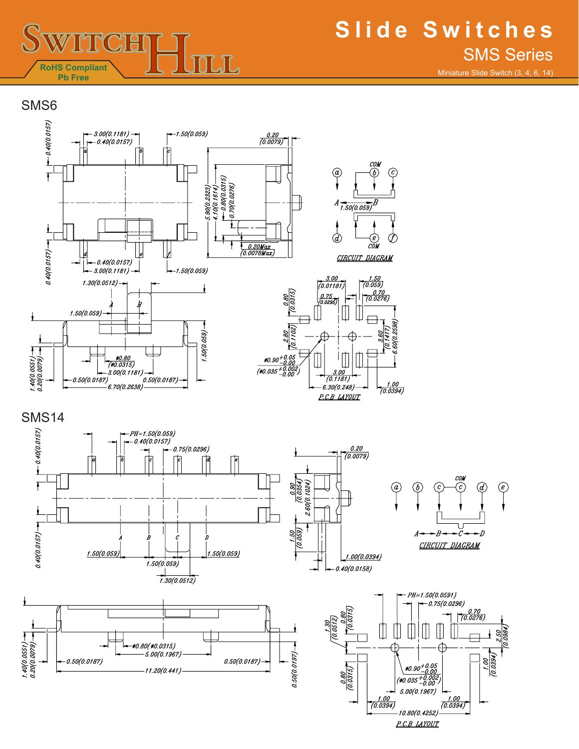# SMS6

# SMS14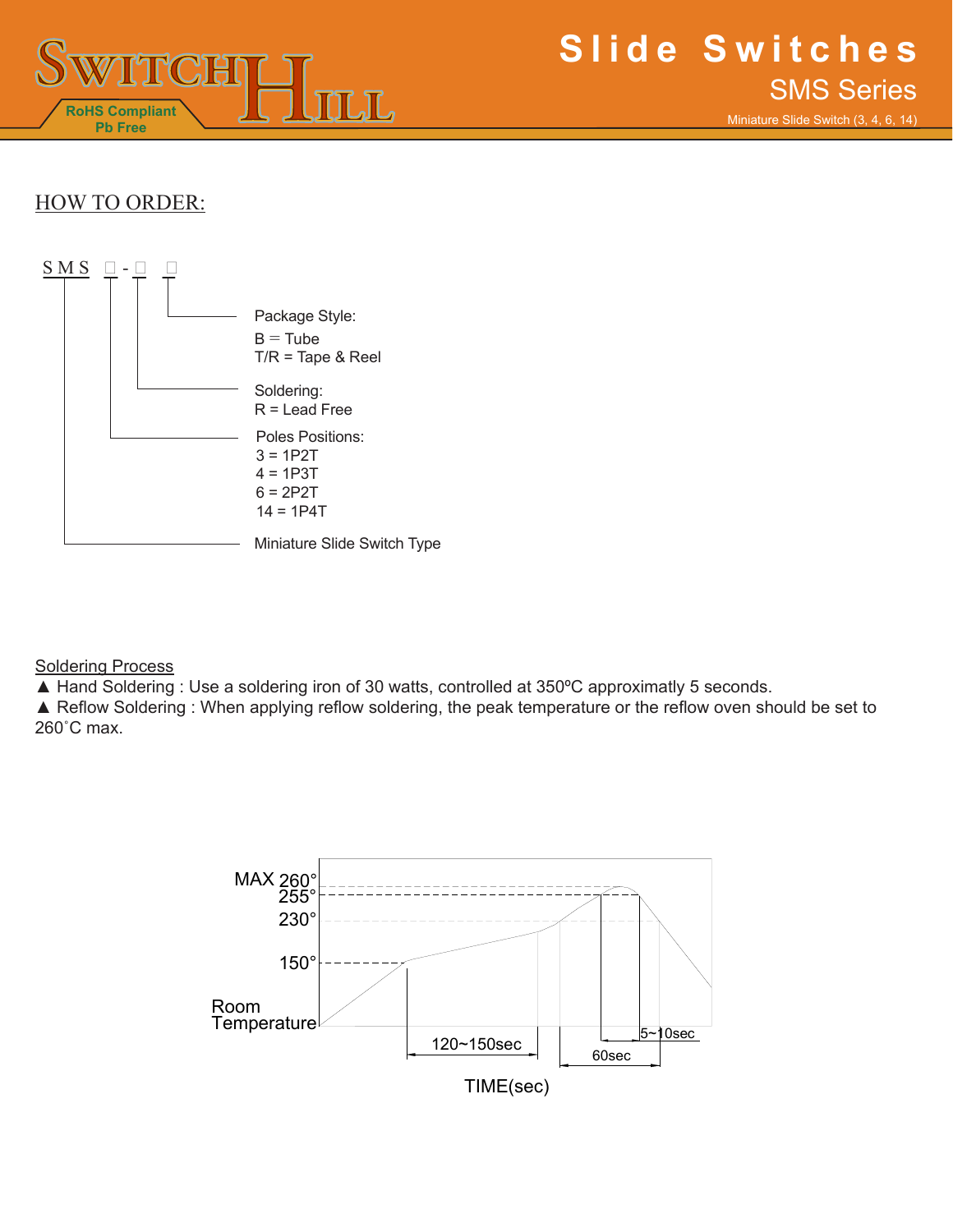## HOW TO ORDER:

SMS □ - □ □

- Package Style:
  - B = Tube
  - T/R = Tape & Reel
- Soldering:
  - R = Lead Free
- Poles Positions:
  - 3 = 1P2T
  - 4 = 1P3T
  - 6 = 2P2T
  - 14 = 1P4T
- Miniature Slide Switch Type

### Soldering Process

▲ Hand Soldering : Use a soldering iron of 30 watts, controlled at 350ºC approximatly 5 seconds.

▲ Reflow Soldering : When applying reflow soldering, the peak temperature or the reflow oven should be set to 260˚C max.

MAX 260°
255°
230°
150°
Room Temperature
120~150sec
60sec
5~10sec
TIME(sec)